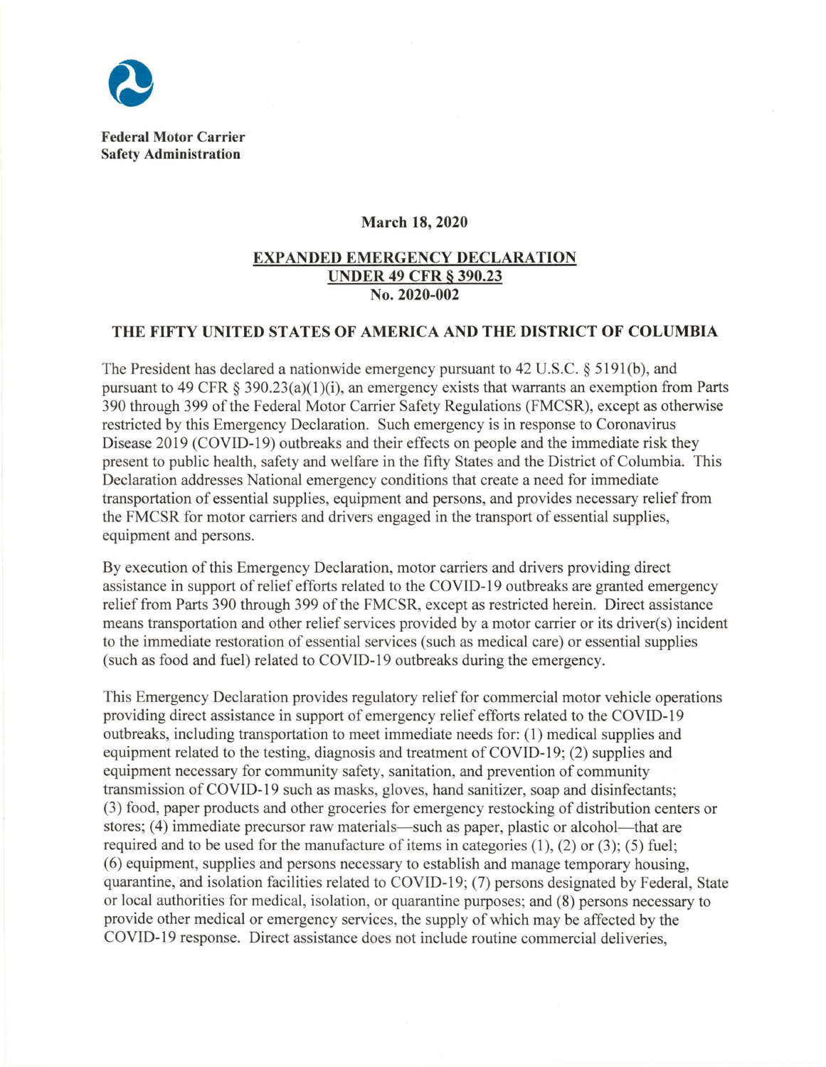**Federal Motor Carrier Safety Administration**

**March 18, 2020**

**EXPANDED EMERGENCY DECLARATION**
**UNDER 49 CFR § 390.23**
**No. 2020-002**

**THE FIFTY UNITED STATES OF AMERICA AND THE DISTRICT OF COLUMBIA**

The President has declared a nationwide emergency pursuant to 42 U.S.C. § 5191(b), and pursuant to 49 CFR § 390.23(a)(1)(i), an emergency exists that warrants an exemption from Parts 390 through 399 of the Federal Motor Carrier Safety Regulations (FMCSR), except as otherwise restricted by this Emergency Declaration. Such emergency is in response to Coronavirus Disease 2019 (COVID-19) outbreaks and their effects on people and the immediate risk they present to public health, safety and welfare in the fifty States and the District of Columbia. This Declaration addresses National emergency conditions that create a need for immediate transportation of essential supplies, equipment and persons, and provides necessary relief from the FMCSR for motor carriers and drivers engaged in the transport of essential supplies, equipment and persons.

By execution of this Emergency Declaration, motor carriers and drivers providing direct assistance in support of relief efforts related to the COVID-19 outbreaks are granted emergency relief from Parts 390 through 399 of the FMCSR, except as restricted herein. Direct assistance means transportation and other relief services provided by a motor carrier or its driver(s) incident to the immediate restoration of essential services (such as medical care) or essential supplies (such as food and fuel) related to COVID-19 outbreaks during the emergency.

This Emergency Declaration provides regulatory relief for commercial motor vehicle operations providing direct assistance in support of emergency relief efforts related to the COVID-19 outbreaks, including transportation to meet immediate needs for: (1) medical supplies and equipment related to the testing, diagnosis and treatment of COVID-19; (2) supplies and equipment necessary for community safety, sanitation, and prevention of community transmission of COVID-19 such as masks, gloves, hand sanitizer, soap and disinfectants; (3) food, paper products and other groceries for emergency restocking of distribution centers or stores; (4) immediate precursor raw materials—such as paper, plastic or alcohol—that are required and to be used for the manufacture of items in categories (1), (2) or (3); (5) fuel; (6) equipment, supplies and persons necessary to establish and manage temporary housing, quarantine, and isolation facilities related to COVID-19; (7) persons designated by Federal, State or local authorities for medical, isolation, or quarantine purposes; and (8) persons necessary to provide other medical or emergency services, the supply of which may be affected by the COVID-19 response. Direct assistance does not include routine commercial deliveries,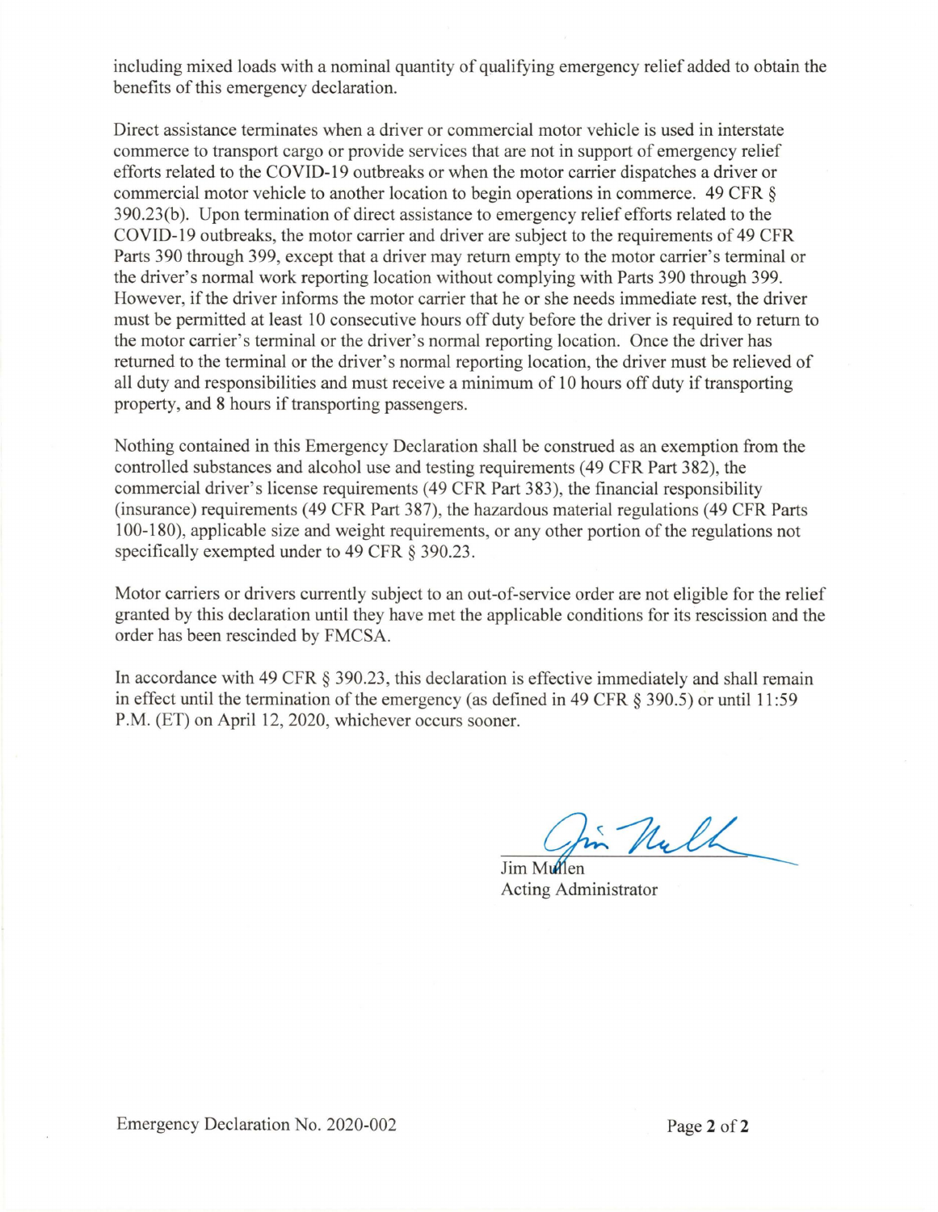including mixed loads with a nominal quantity of qualifying emergency relief added to obtain the benefits of this emergency declaration.

Direct assistance terminates when a driver or commercial motor vehicle is used in interstate commerce to transport cargo or provide services that are not in support of emergency relief efforts related to the COVID-19 outbreaks or when the motor carrier dispatches a driver or commercial motor vehicle to another location to begin operations in commerce. 49 CFR § 390.23(b). Upon termination of direct assistance to emergency relief efforts related to the COVID-19 outbreaks, the motor carrier and driver are subject to the requirements of 49 CFR Parts 390 through 399, except that a driver may return empty to the motor carrier's terminal or the driver's normal work reporting location without complying with Parts 390 through 399. However, if the driver informs the motor carrier that he or she needs immediate rest, the driver must be permitted at least 10 consecutive hours off duty before the driver is required to return to the motor carrier's terminal or the driver's normal reporting location. Once the driver has returned to the terminal or the driver's normal reporting location, the driver must be relieved of all duty and responsibilities and must receive a minimum of 10 hours off duty if transporting property, and 8 hours if transporting passengers.

Nothing contained in this Emergency Declaration shall be construed as an exemption from the controlled substances and alcohol use and testing requirements (49 CFR Part 382), the commercial driver's license requirements (49 CFR Part 383), the financial responsibility (insurance) requirements (49 CFR Part 387), the hazardous material regulations (49 CFR Parts 100-180), applicable size and weight requirements, or any other portion of the regulations not specifically exempted under to 49 CFR § 390.23.

Motor carriers or drivers currently subject to an out-of-service order are not eligible for the relief granted by this declaration until they have met the applicable conditions for its rescission and the order has been rescinded by FMCSA.

In accordance with 49 CFR § 390.23, this declaration is effective immediately and shall remain in effect until the termination of the emergency (as defined in 49 CFR § 390.5) or until 11:59 P.M. (ET) on April 12, 2020, whichever occurs sooner.

Jim Mullen
Acting Administrator

Emergency Declaration No. 2020-002